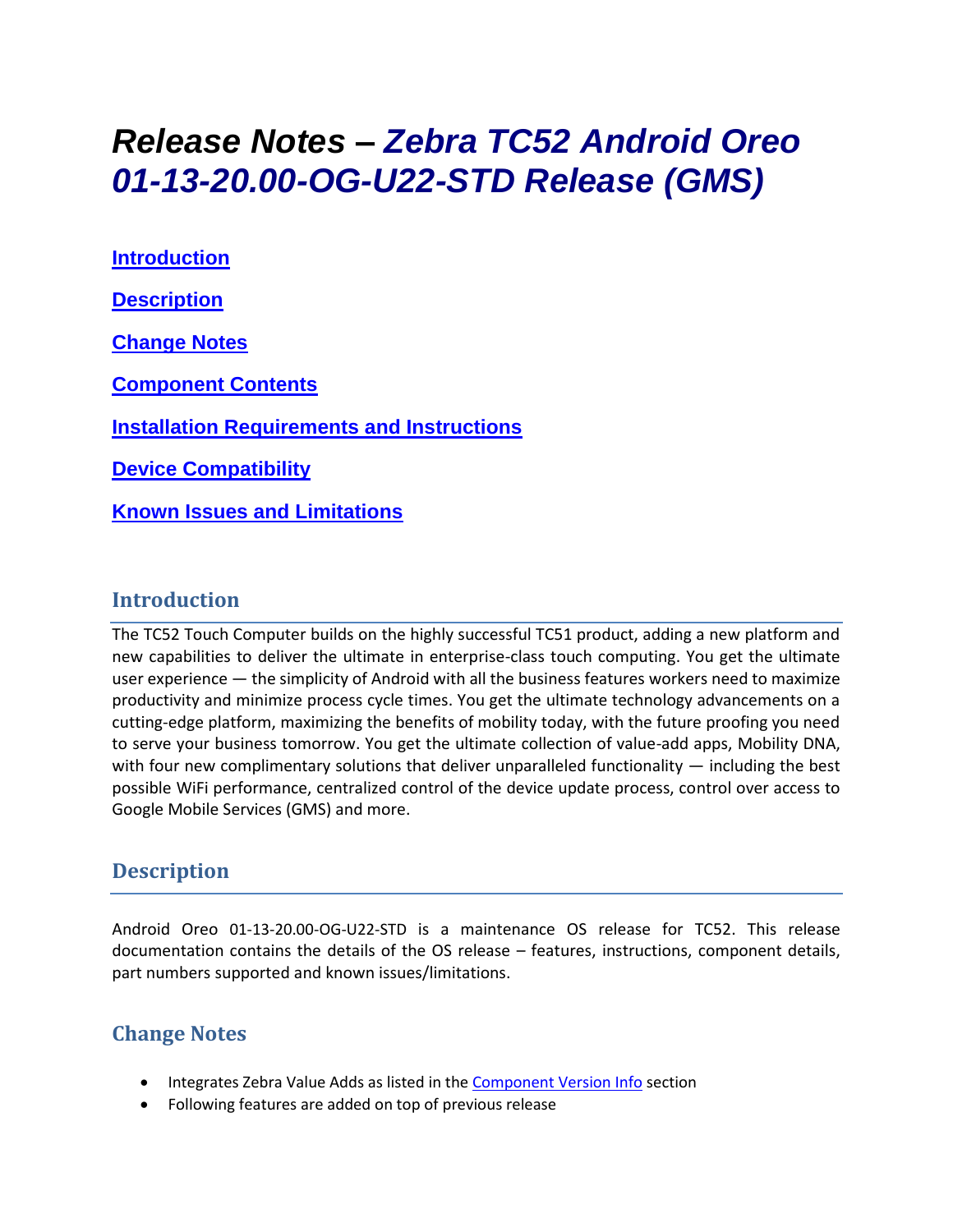# *Release Notes – Zebra TC52 Android Oreo 01-13-20.00-OG-U22-STD Release (GMS)*

**Introduction**

**Description**

**Change Notes**

**Component Contents**

**Installation Requirements and Instructions**

**Device Compatibility**

**Known Issues and Limitations**

## Introduction

The TC52 Touch Computer builds on the highly successful TC51 product, adding a new platform and new capabilities to deliver the ultimate in enterprise-class touch computing. You get the ultimate user experience — the simplicity of Android with all the business features workers need to maximize productivity and minimize process cycle times. You get the ultimate technology advancements on a cutting-edge platform, maximizing the benefits of mobility today, with the future proofing you need to serve your business tomorrow. You get the ultimate collection of value-add apps, Mobility DNA, with four new complimentary solutions that deliver unparalleled functionality — including the best possible WiFi performance, centralized control of the device update process, control over access to Google Mobile Services (GMS) and more.

## Description

Android Oreo 01-13-20.00-OG-U22-STD is a maintenance OS release for TC52. This release documentation contains the details of the OS release – features, instructions, component details, part numbers supported and known issues/limitations.

## Change Notes

- Integrates Zebra Value Adds as listed in the Component Version Info section
- Following features are added on top of previous release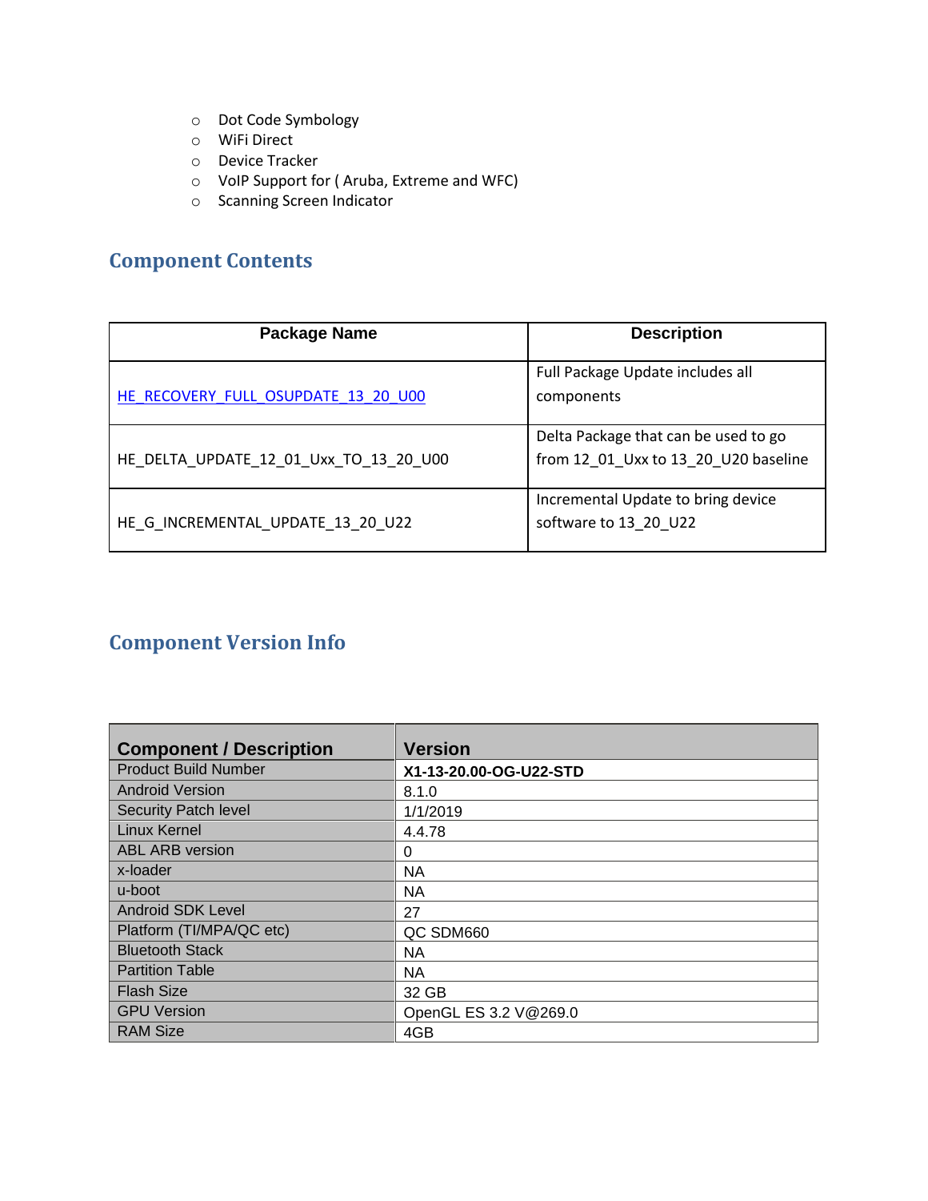- Dot Code Symbology
- WiFi Direct
- Device Tracker
- VoIP Support for ( Aruba, Extreme and WFC)
- Scanning Screen Indicator

## Component Contents

| Package Name | Description |
|---|---|
| HE_RECOVERY_FULL_OSUPDATE_13_20_U00 | Full Package Update includes all components |
| HE_DELTA_UPDATE_12_01_Uxx_TO_13_20_U00 | Delta Package that can be used to go from 12_01_Uxx to 13_20_U20 baseline |
| HE_G_INCREMENTAL_UPDATE_13_20_U22 | Incremental Update to bring device software to 13_20_U22 |

## Component Version Info

| Component / Description | Version |
|---|---|
| Product Build Number | **X1-13-20.00-OG-U22-STD** |
| Android Version | 8.1.0 |
| Security Patch level | 1/1/2019 |
| Linux Kernel | 4.4.78 |
| ABL ARB version | 0 |
| x-loader | NA |
| u-boot | NA |
| Android SDK Level | 27 |
| Platform (TI/MPA/QC etc) | QC SDM660 |
| Bluetooth Stack | NA |
| Partition Table | NA |
| Flash Size | 32 GB |
| GPU Version | OpenGL ES 3.2 V@269.0 |
| RAM Size | 4GB |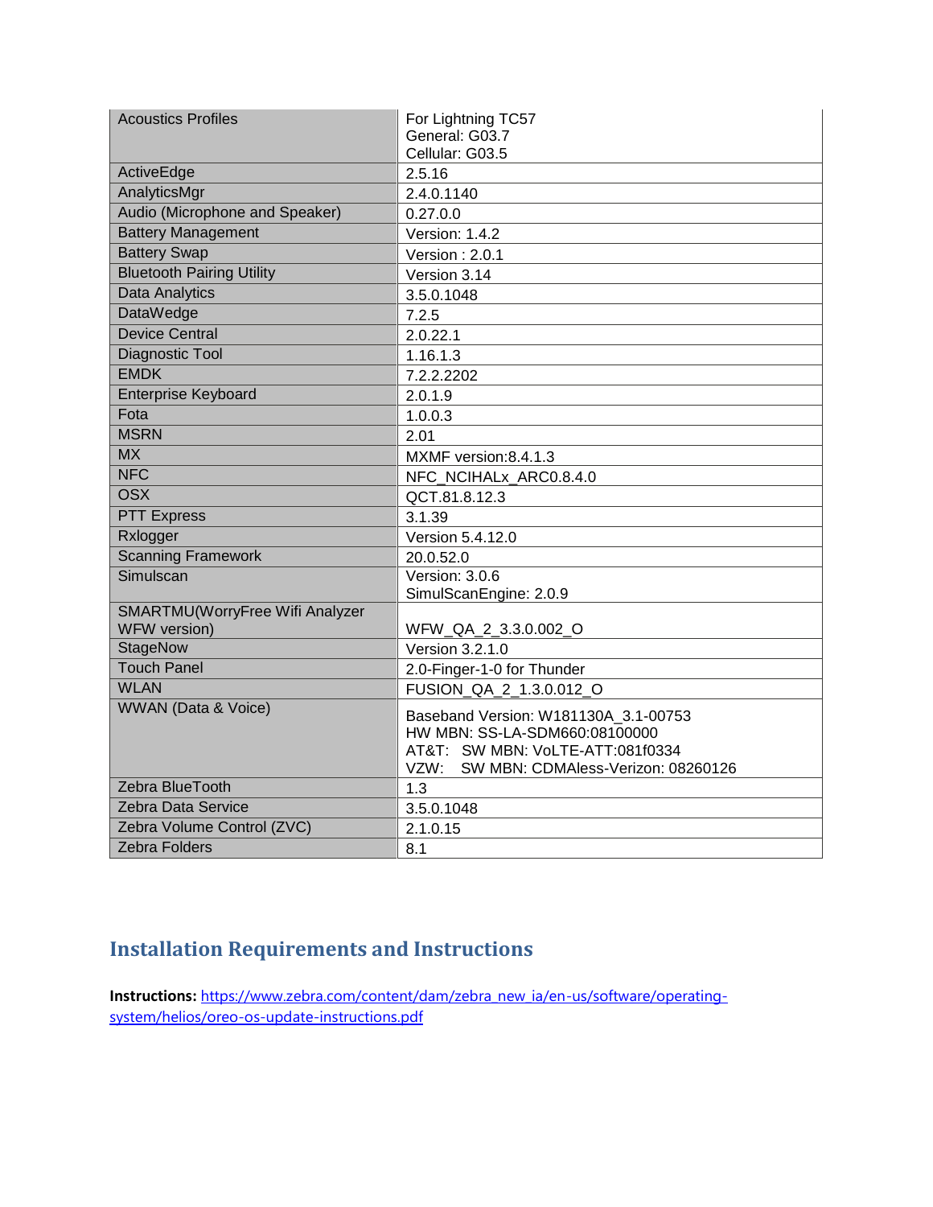| Acoustics Profiles | For Lightning TC57<br>General: G03.7<br>Cellular: G03.5 |
|---|---|
| ActiveEdge | 2.5.16 |
| AnalyticsMgr | 2.4.0.1140 |
| Audio (Microphone and Speaker) | 0.27.0.0 |
| Battery Management | Version: 1.4.2 |
| Battery Swap | Version : 2.0.1 |
| Bluetooth Pairing Utility | Version 3.14 |
| Data Analytics | 3.5.0.1048 |
| DataWedge | 7.2.5 |
| Device Central | 2.0.22.1 |
| Diagnostic Tool | 1.16.1.3 |
| EMDK | 7.2.2.2202 |
| Enterprise Keyboard | 2.0.1.9 |
| Fota | 1.0.0.3 |
| MSRN | 2.01 |
| MX | MXMF version:8.4.1.3 |
| NFC | NFC_NCIHALx_ARC0.8.4.0 |
| OSX | QCT.81.8.12.3 |
| PTT Express | 3.1.39 |
| Rxlogger | Version 5.4.12.0 |
| Scanning Framework | 20.0.52.0 |
| Simulscan | Version: 3.0.6<br>SimulScanEngine: 2.0.9 |
| SMARTMU(WorryFree Wifi Analyzer WFW version) | WFW_QA_2_3.3.0.002_O |
| StageNow | Version 3.2.1.0 |
| Touch Panel | 2.0-Finger-1-0 for Thunder |
| WLAN | FUSION_QA_2_1.3.0.012_O |
| WWAN (Data & Voice) | Baseband Version: W181130A_3.1-00753<br>HW MBN: SS-LA-SDM660:08100000<br>AT&T: SW MBN: VoLTE-ATT:081f0334<br>VZW: SW MBN: CDMAless-Verizon: 08260126 |
| Zebra BlueTooth | 1.3 |
| Zebra Data Service | 3.5.0.1048 |
| Zebra Volume Control (ZVC) | 2.1.0.15 |
| Zebra Folders | 8.1 |

## Installation Requirements and Instructions

**Instructions:** https://www.zebra.com/content/dam/zebra_new_ia/en-us/software/operating-system/helios/oreo-os-update-instructions.pdf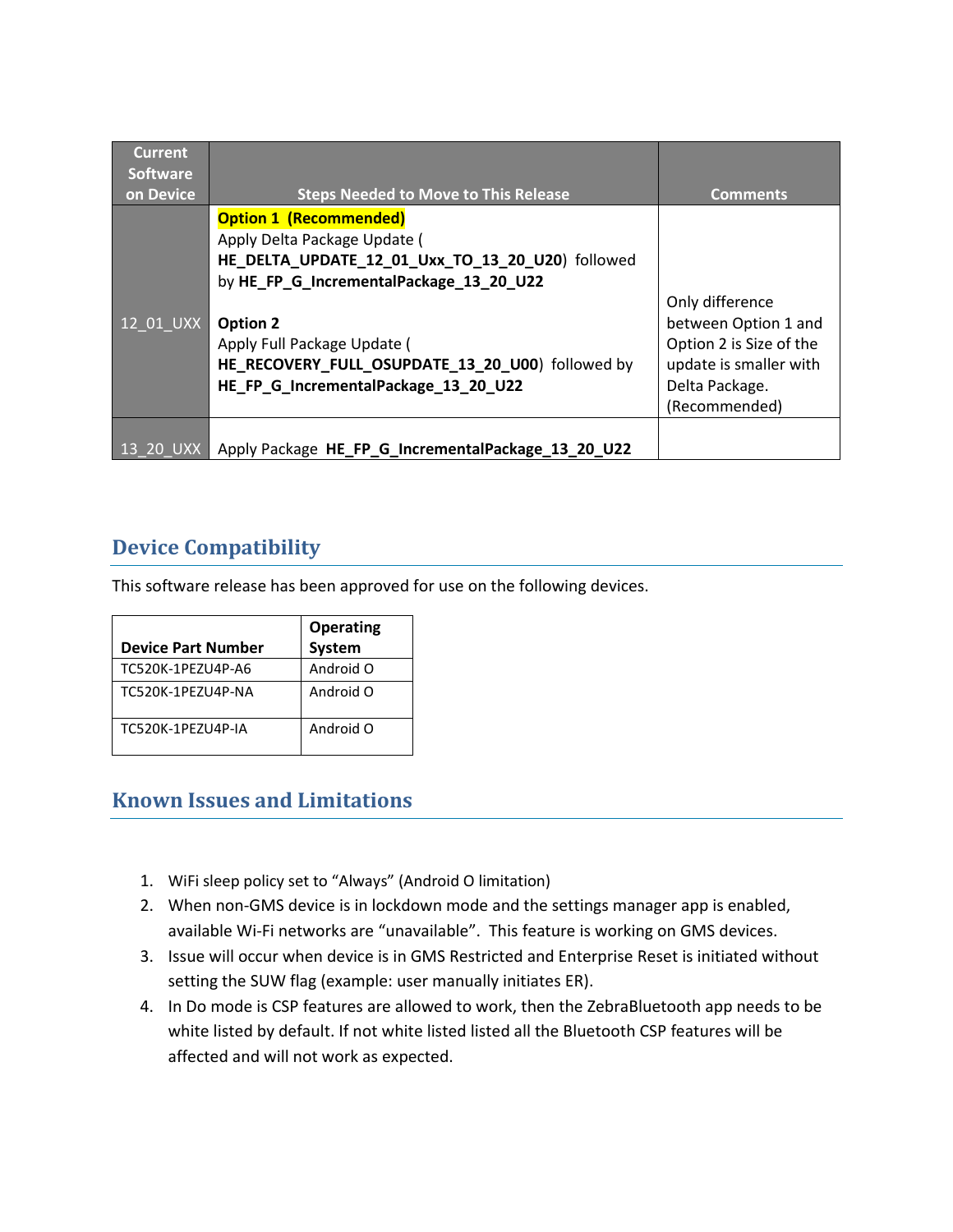| Current Software on Device | Steps Needed to Move to This Release | Comments |
|---|---|---|
| 12_01_UXX | **Option 1 (Recommended)**<br>Apply Delta Package Update ( **HE_DELTA_UPDATE_12_01_Uxx_TO_13_20_U20**) followed by **HE_FP_G_IncrementalPackage_13_20_U22**<br><br>**Option 2**<br>Apply Full Package Update ( **HE_RECOVERY_FULL_OSUPDATE_13_20_U00**) followed by **HE_FP_G_IncrementalPackage_13_20_U22** | Only difference between Option 1 and Option 2 is Size of the update is smaller with Delta Package. (Recommended) |
| 13_20_UXX | Apply Package **HE_FP_G_IncrementalPackage_13_20_U22** | |

## Device Compatibility

This software release has been approved for use on the following devices.

| Device Part Number | Operating System |
|---|---|
| TC520K-1PEZU4P-A6 | Android O |
| TC520K-1PEZU4P-NA | Android O |
| TC520K-1PEZU4P-IA | Android O |

## Known Issues and Limitations

1. WiFi sleep policy set to “Always” (Android O limitation)
2. When non-GMS device is in lockdown mode and the settings manager app is enabled, available Wi-Fi networks are “unavailable”. This feature is working on GMS devices.
3. Issue will occur when device is in GMS Restricted and Enterprise Reset is initiated without setting the SUW flag (example: user manually initiates ER).
4. In Do mode is CSP features are allowed to work, then the ZebraBluetooth app needs to be white listed by default. If not white listed listed all the Bluetooth CSP features will be affected and will not work as expected.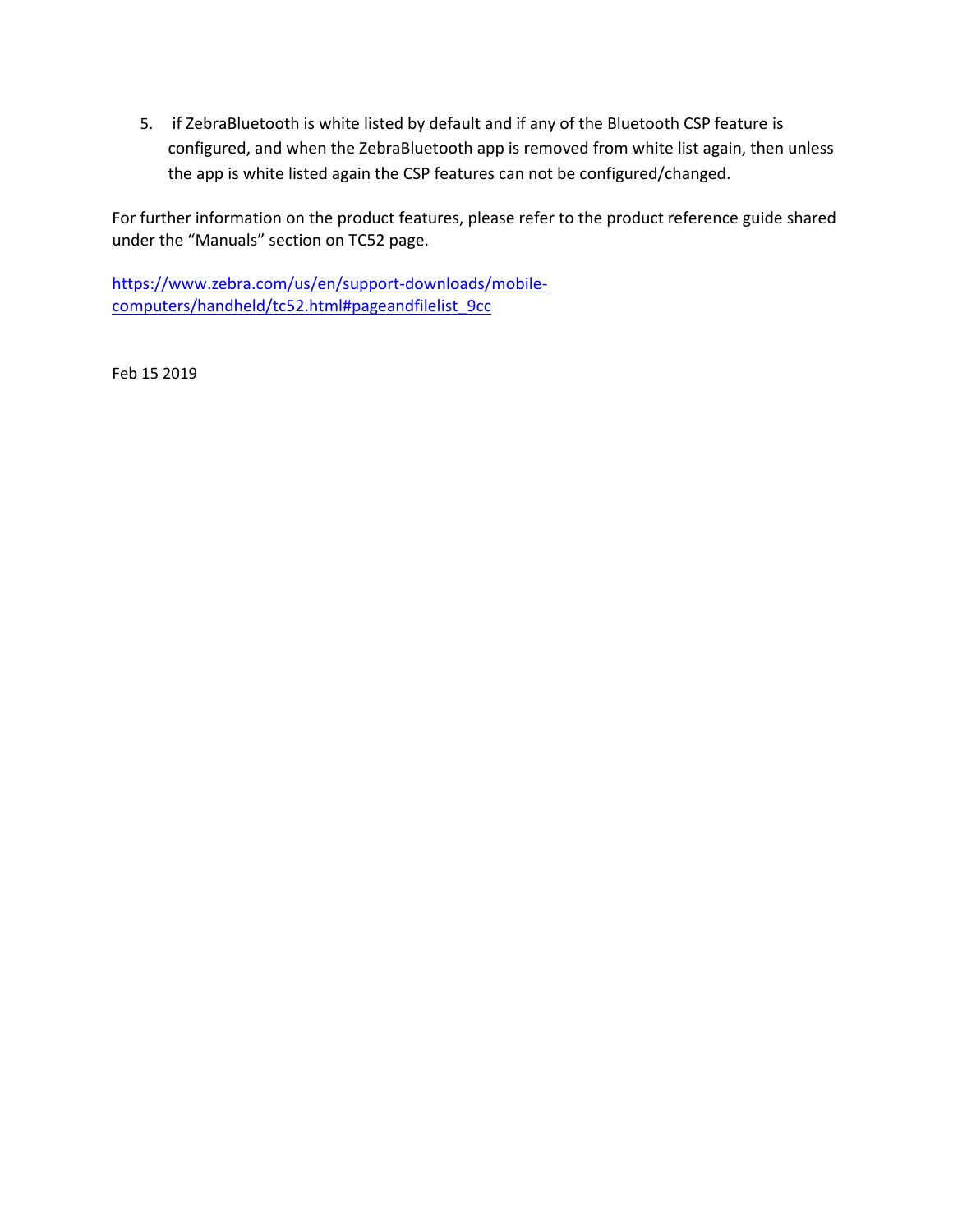5. if ZebraBluetooth is white listed by default and if any of the Bluetooth CSP feature is configured, and when the ZebraBluetooth app is removed from white list again, then unless the app is white listed again the CSP features can not be configured/changed.

For further information on the product features, please refer to the product reference guide shared under the "Manuals" section on TC52 page.

[https://www.zebra.com/us/en/support-downloads/mobile-computers/handheld/tc52.html#pageandfilelist_9cc](https://www.zebra.com/us/en/support-downloads/mobile-computers/handheld/tc52.html#pageandfilelist_9cc)

Feb 15 2019